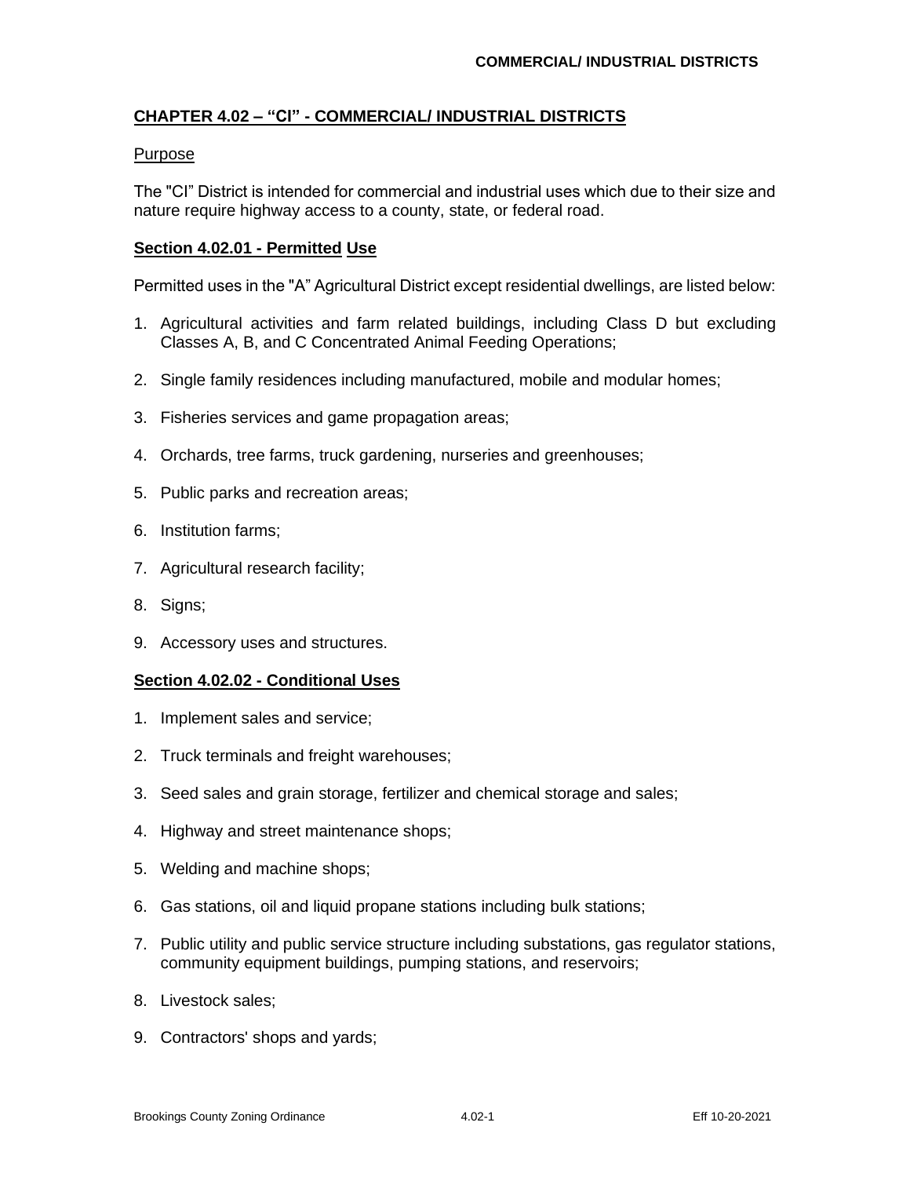## CHAPTER 4.02 – "CI" - COMMERCIAL/ INDUSTRIAL DISTRICTS

Purpose

The "CI" District is intended for commercial and industrial uses which due to their size and nature require highway access to a county, state, or federal road.

### Section 4.02.01 - Permitted Use

Permitted uses in the "A" Agricultural District except residential dwellings, are listed below:

1. Agricultural activities and farm related buildings, including Class D but excluding Classes A, B, and C Concentrated Animal Feeding Operations;
2. Single family residences including manufactured, mobile and modular homes;
3. Fisheries services and game propagation areas;
4. Orchards, tree farms, truck gardening, nurseries and greenhouses;
5. Public parks and recreation areas;
6. Institution farms;
7. Agricultural research facility;
8. Signs;
9. Accessory uses and structures.

### Section 4.02.02 - Conditional Uses

1. Implement sales and service;
2. Truck terminals and freight warehouses;
3. Seed sales and grain storage, fertilizer and chemical storage and sales;
4. Highway and street maintenance shops;
5. Welding and machine shops;
6. Gas stations, oil and liquid propane stations including bulk stations;
7. Public utility and public service structure including substations, gas regulator stations, community equipment buildings, pumping stations, and reservoirs;
8. Livestock sales;
9. Contractors' shops and yards;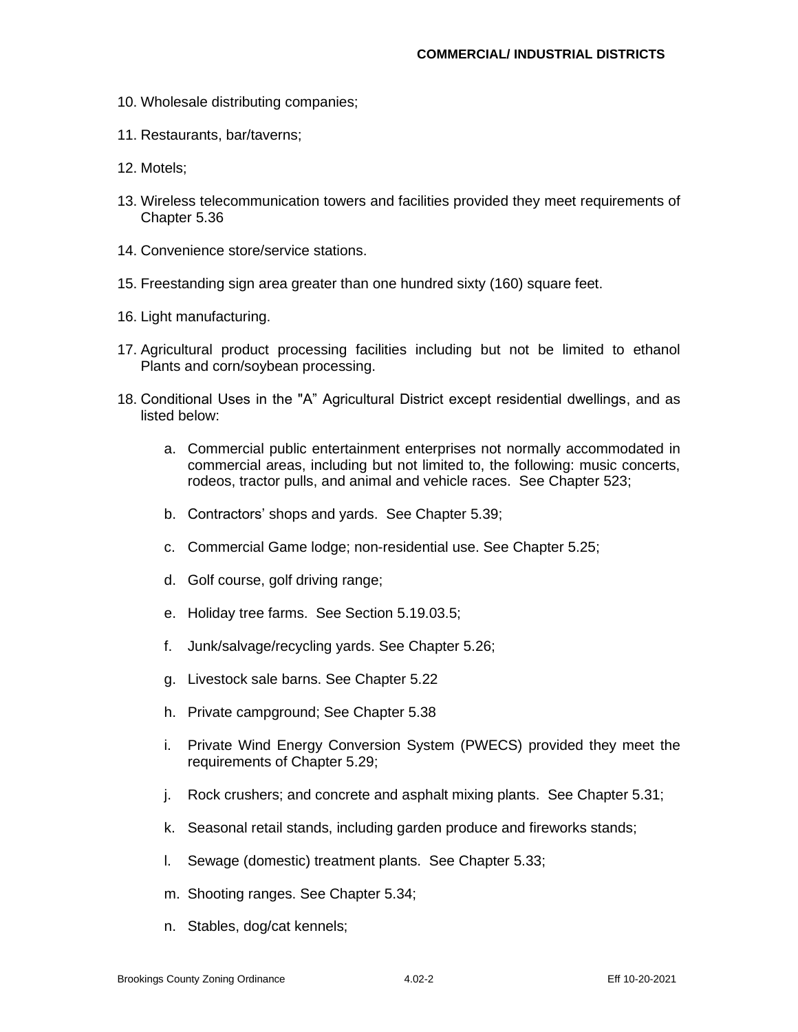10. Wholesale distributing companies;

11. Restaurants, bar/taverns;

12. Motels;

13. Wireless telecommunication towers and facilities provided they meet requirements of Chapter 5.36

14. Convenience store/service stations.

15. Freestanding sign area greater than one hundred sixty (160) square feet.

16. Light manufacturing.

17. Agricultural product processing facilities including but not be limited to ethanol Plants and corn/soybean processing.

18. Conditional Uses in the "A" Agricultural District except residential dwellings, and as listed below:

    a. Commercial public entertainment enterprises not normally accommodated in commercial areas, including but not limited to, the following: music concerts, rodeos, tractor pulls, and animal and vehicle races. See Chapter 523;

    b. Contractors' shops and yards. See Chapter 5.39;

    c. Commercial Game lodge; non-residential use. See Chapter 5.25;

    d. Golf course, golf driving range;

    e. Holiday tree farms. See Section 5.19.03.5;

    f. Junk/salvage/recycling yards. See Chapter 5.26;

    g. Livestock sale barns. See Chapter 5.22

    h. Private campground; See Chapter 5.38

    i. Private Wind Energy Conversion System (PWECS) provided they meet the requirements of Chapter 5.29;

    j. Rock crushers; and concrete and asphalt mixing plants. See Chapter 5.31;

    k. Seasonal retail stands, including garden produce and fireworks stands;

    l. Sewage (domestic) treatment plants. See Chapter 5.33;

    m. Shooting ranges. See Chapter 5.34;

    n. Stables, dog/cat kennels;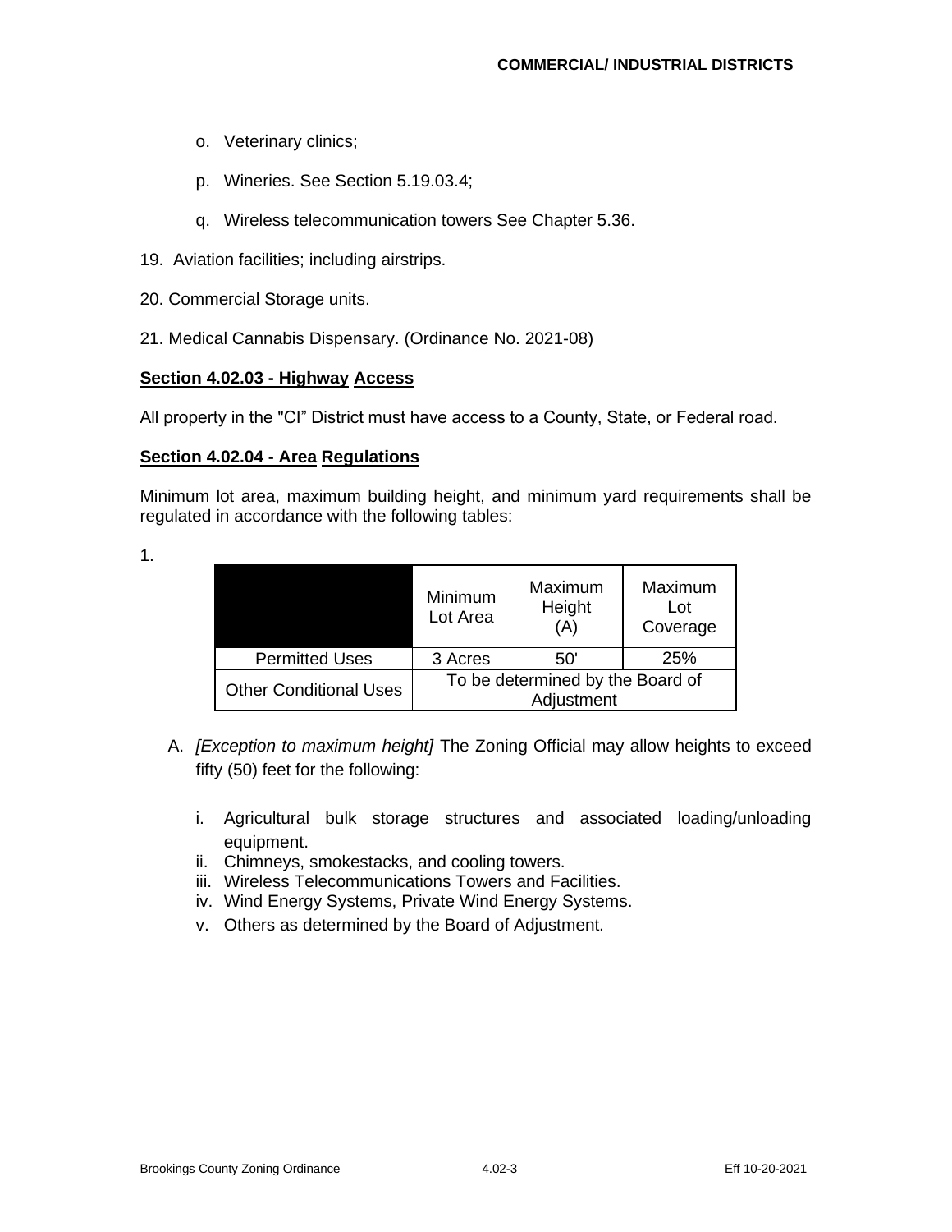o. Veterinary clinics;

p. Wineries. See Section 5.19.03.4;

q. Wireless telecommunication towers See Chapter 5.36.

19. Aviation facilities; including airstrips.

20. Commercial Storage units.

21. Medical Cannabis Dispensary. (Ordinance No. 2021-08)

**Section 4.02.03 - Highway Access**

All property in the "CI" District must have access to a County, State, or Federal road.

**Section 4.02.04 - Area Regulations**

Minimum lot area, maximum building height, and minimum yard requirements shall be regulated in accordance with the following tables:

1.

| | Minimum Lot Area | Maximum Height (A) | Maximum Lot Coverage |
|---|---|---|---|
| Permitted Uses | 3 Acres | 50' | 25% |
| Other Conditional Uses | To be determined by the Board of Adjustment | | |

A. *[Exception to maximum height]* The Zoning Official may allow heights to exceed fifty (50) feet for the following:

   i. Agricultural bulk storage structures and associated loading/unloading equipment.
   ii. Chimneys, smokestacks, and cooling towers.
   iii. Wireless Telecommunications Towers and Facilities.
   iv. Wind Energy Systems, Private Wind Energy Systems.
   v. Others as determined by the Board of Adjustment.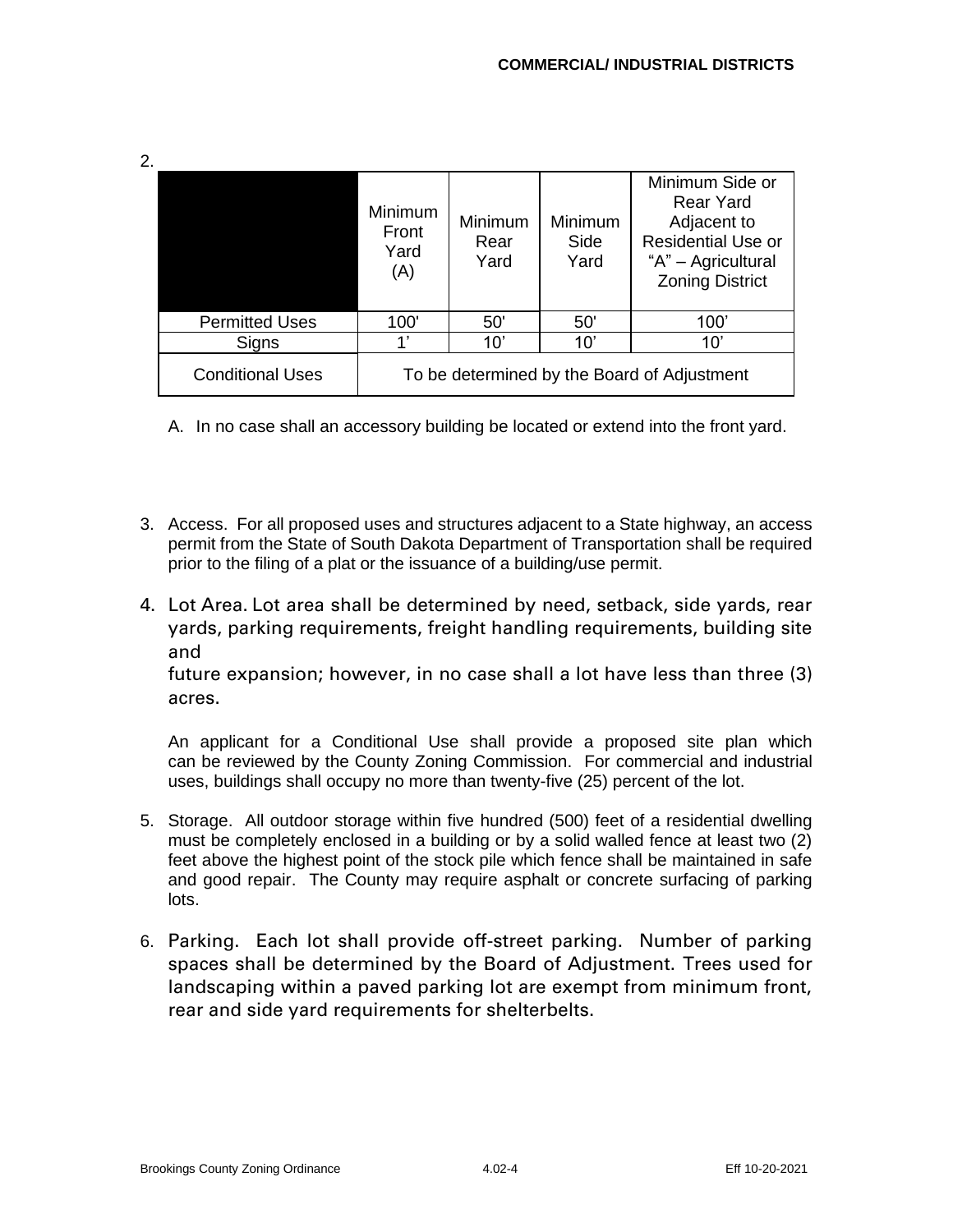2.

| | Minimum Front Yard (A) | Minimum Rear Yard | Minimum Side Yard | Minimum Side or Rear Yard Adjacent to Residential Use or "A" – Agricultural Zoning District |
|---|---|---|---|---|
| Permitted Uses | 100' | 50' | 50' | 100' |
| Signs | 1' | 10' | 10' | 10' |
| Conditional Uses | To be determined by the Board of Adjustment | | | |

A. In no case shall an accessory building be located or extend into the front yard.

3. Access. For all proposed uses and structures adjacent to a State highway, an access permit from the State of South Dakota Department of Transportation shall be required prior to the filing of a plat or the issuance of a building/use permit.

4. Lot Area. Lot area shall be determined by need, setback, side yards, rear yards, parking requirements, freight handling requirements, building site and future expansion; however, in no case shall a lot have less than three (3) acres.

   An applicant for a Conditional Use shall provide a proposed site plan which can be reviewed by the County Zoning Commission. For commercial and industrial uses, buildings shall occupy no more than twenty-five (25) percent of the lot.

5. Storage. All outdoor storage within five hundred (500) feet of a residential dwelling must be completely enclosed in a building or by a solid walled fence at least two (2) feet above the highest point of the stock pile which fence shall be maintained in safe and good repair. The County may require asphalt or concrete surfacing of parking lots.

6. Parking. Each lot shall provide off-street parking. Number of parking spaces shall be determined by the Board of Adjustment. Trees used for landscaping within a paved parking lot are exempt from minimum front, rear and side yard requirements for shelterbelts.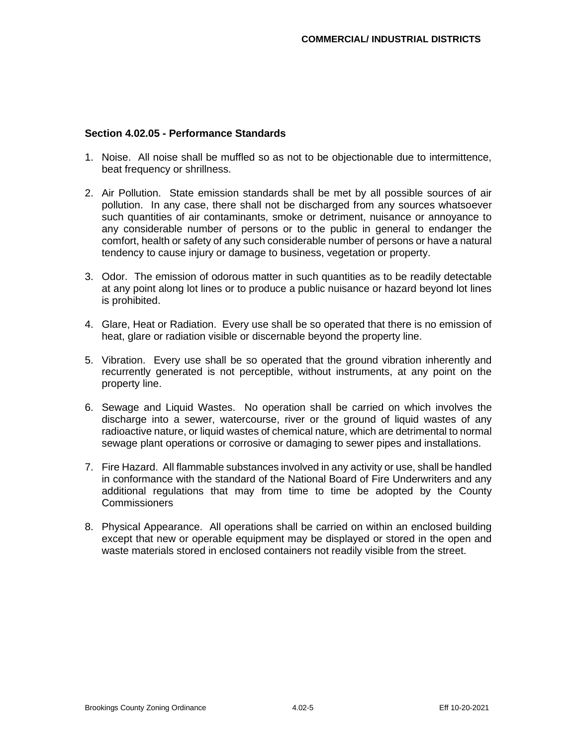### Section 4.02.05 - Performance Standards

1. Noise. All noise shall be muffled so as not to be objectionable due to intermittence, beat frequency or shrillness.

2. Air Pollution. State emission standards shall be met by all possible sources of air pollution. In any case, there shall not be discharged from any sources whatsoever such quantities of air contaminants, smoke or detriment, nuisance or annoyance to any considerable number of persons or to the public in general to endanger the comfort, health or safety of any such considerable number of persons or have a natural tendency to cause injury or damage to business, vegetation or property.

3. Odor. The emission of odorous matter in such quantities as to be readily detectable at any point along lot lines or to produce a public nuisance or hazard beyond lot lines is prohibited.

4. Glare, Heat or Radiation. Every use shall be so operated that there is no emission of heat, glare or radiation visible or discernable beyond the property line.

5. Vibration. Every use shall be so operated that the ground vibration inherently and recurrently generated is not perceptible, without instruments, at any point on the property line.

6. Sewage and Liquid Wastes. No operation shall be carried on which involves the discharge into a sewer, watercourse, river or the ground of liquid wastes of any radioactive nature, or liquid wastes of chemical nature, which are detrimental to normal sewage plant operations or corrosive or damaging to sewer pipes and installations.

7. Fire Hazard. All flammable substances involved in any activity or use, shall be handled in conformance with the standard of the National Board of Fire Underwriters and any additional regulations that may from time to time be adopted by the County Commissioners

8. Physical Appearance. All operations shall be carried on within an enclosed building except that new or operable equipment may be displayed or stored in the open and waste materials stored in enclosed containers not readily visible from the street.